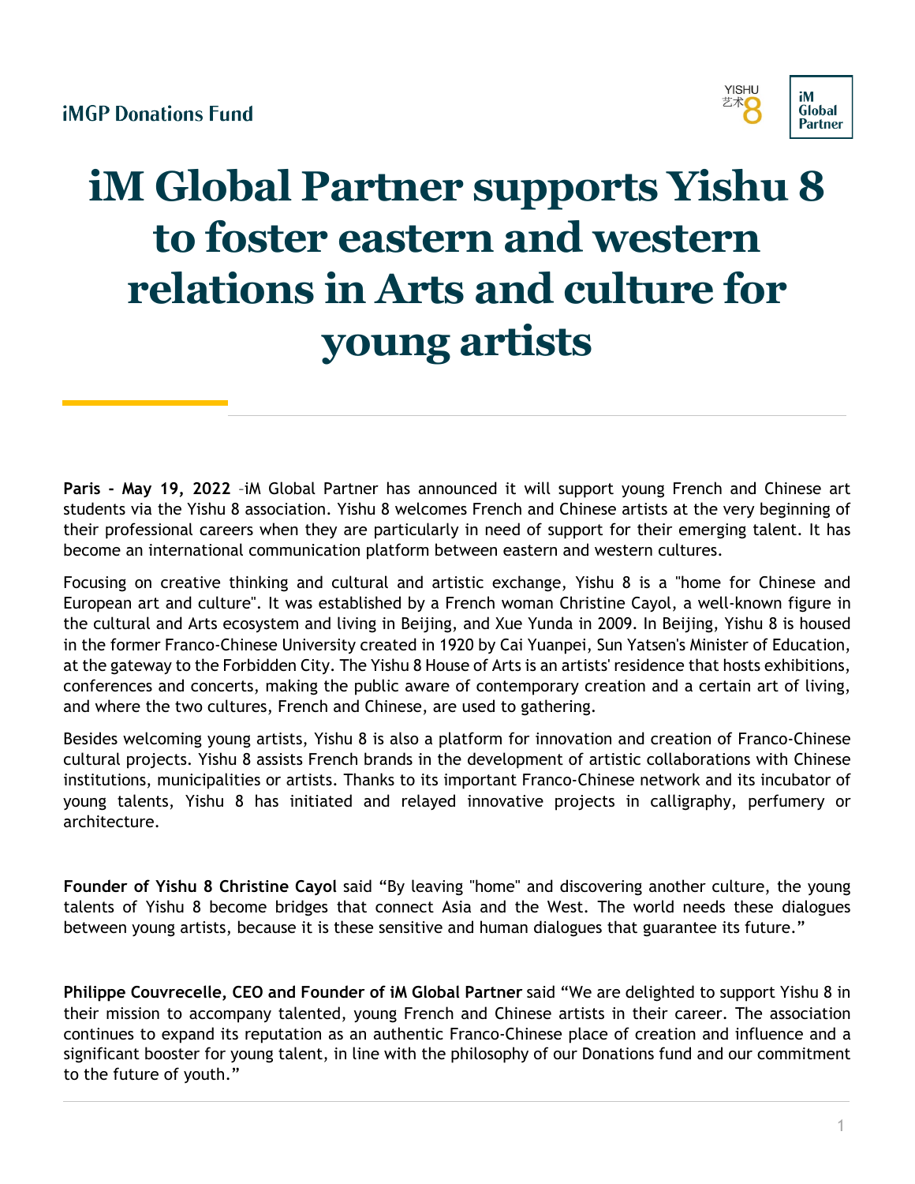iMGP Donations Fund

# iM Global Partner supports Yishu 8 to foster eastern and western relations in Arts and culture for young artists

**Paris - May 19, 2022** –iM Global Partner has announced it will support young French and Chinese art students via the Yishu 8 association. Yishu 8 welcomes French and Chinese artists at the very beginning of their professional careers when they are particularly in need of support for their emerging talent. It has become an international communication platform between eastern and western cultures.

Focusing on creative thinking and cultural and artistic exchange, Yishu 8 is a "home for Chinese and European art and culture". It was established by a French woman Christine Cayol, a well-known figure in the cultural and Arts ecosystem and living in Beijing, and Xue Yunda in 2009. In Beijing, Yishu 8 is housed in the former Franco-Chinese University created in 1920 by Cai Yuanpei, Sun Yatsen's Minister of Education, at the gateway to the Forbidden City. The Yishu 8 House of Arts is an artists' residence that hosts exhibitions, conferences and concerts, making the public aware of contemporary creation and a certain art of living, and where the two cultures, French and Chinese, are used to gathering.

Besides welcoming young artists, Yishu 8 is also a platform for innovation and creation of Franco-Chinese cultural projects. Yishu 8 assists French brands in the development of artistic collaborations with Chinese institutions, municipalities or artists. Thanks to its important Franco-Chinese network and its incubator of young talents, Yishu 8 has initiated and relayed innovative projects in calligraphy, perfumery or architecture.

**Founder of Yishu 8 Christine Cayol** said "By leaving "home" and discovering another culture, the young talents of Yishu 8 become bridges that connect Asia and the West. The world needs these dialogues between young artists, because it is these sensitive and human dialogues that guarantee its future."

**Philippe Couvrecelle, CEO and Founder of iM Global Partner** said "We are delighted to support Yishu 8 in their mission to accompany talented, young French and Chinese artists in their career. The association continues to expand its reputation as an authentic Franco-Chinese place of creation and influence and a significant booster for young talent, in line with the philosophy of our Donations fund and our commitment to the future of youth."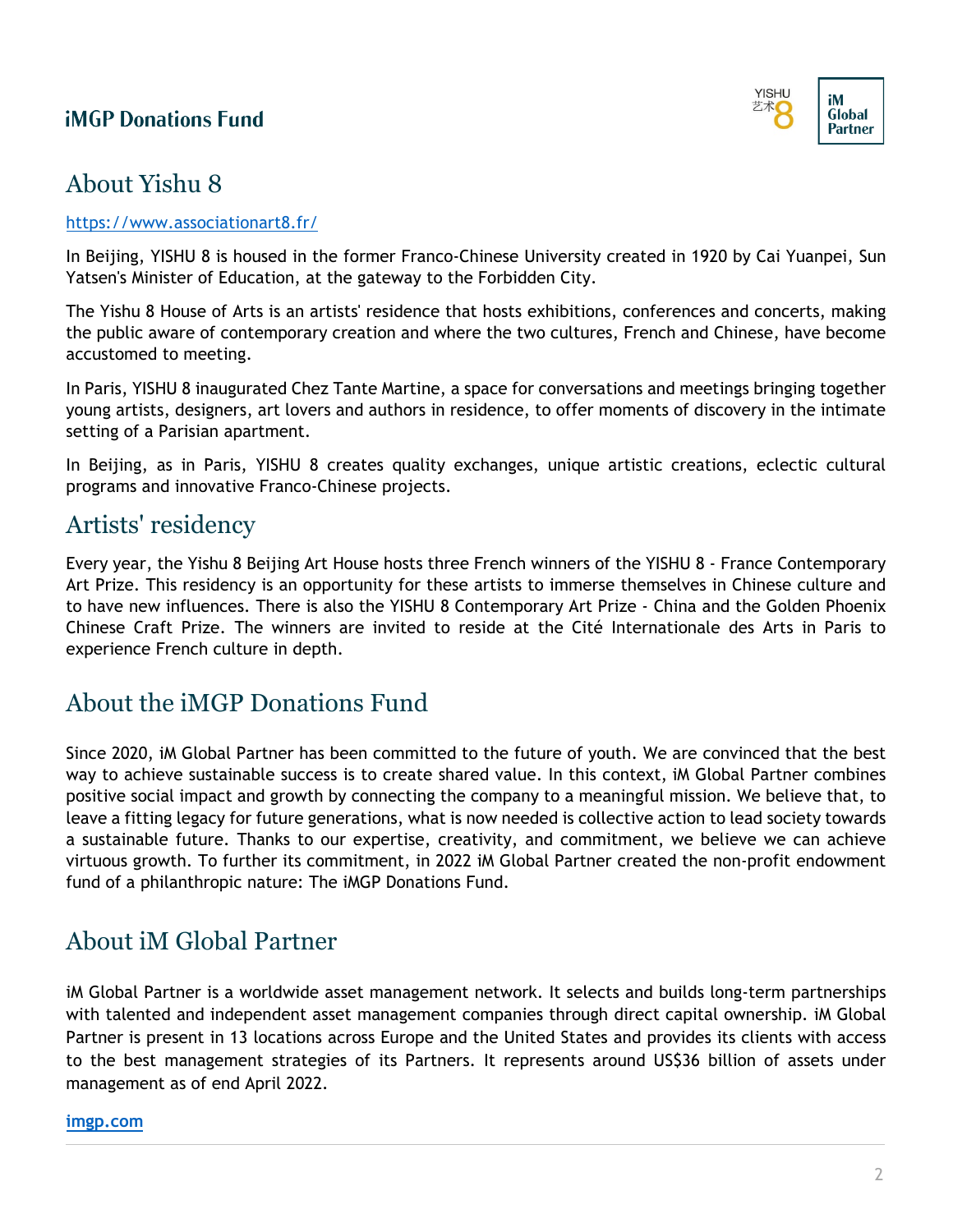## About Yishu 8

https://www.associationart8.fr/

In Beijing, YISHU 8 is housed in the former Franco-Chinese University created in 1920 by Cai Yuanpei, Sun Yatsen's Minister of Education, at the gateway to the Forbidden City.

The Yishu 8 House of Arts is an artists' residence that hosts exhibitions, conferences and concerts, making the public aware of contemporary creation and where the two cultures, French and Chinese, have become accustomed to meeting.

In Paris, YISHU 8 inaugurated Chez Tante Martine, a space for conversations and meetings bringing together young artists, designers, art lovers and authors in residence, to offer moments of discovery in the intimate setting of a Parisian apartment.

In Beijing, as in Paris, YISHU 8 creates quality exchanges, unique artistic creations, eclectic cultural programs and innovative Franco-Chinese projects.

## Artists' residency

Every year, the Yishu 8 Beijing Art House hosts three French winners of the YISHU 8 - France Contemporary Art Prize. This residency is an opportunity for these artists to immerse themselves in Chinese culture and to have new influences. There is also the YISHU 8 Contemporary Art Prize - China and the Golden Phoenix Chinese Craft Prize. The winners are invited to reside at the Cité Internationale des Arts in Paris to experience French culture in depth.

## About the iMGP Donations Fund

Since 2020, iM Global Partner has been committed to the future of youth. We are convinced that the best way to achieve sustainable success is to create shared value. In this context, iM Global Partner combines positive social impact and growth by connecting the company to a meaningful mission. We believe that, to leave a fitting legacy for future generations, what is now needed is collective action to lead society towards a sustainable future. Thanks to our expertise, creativity, and commitment, we believe we can achieve virtuous growth. To further its commitment, in 2022 iM Global Partner created the non-profit endowment fund of a philanthropic nature: The iMGP Donations Fund.

## About iM Global Partner

iM Global Partner is a worldwide asset management network. It selects and builds long-term partnerships with talented and independent asset management companies through direct capital ownership. iM Global Partner is present in 13 locations across Europe and the United States and provides its clients with access to the best management strategies of its Partners. It represents around US$36 billion of assets under management as of end April 2022.

**imgp.com**